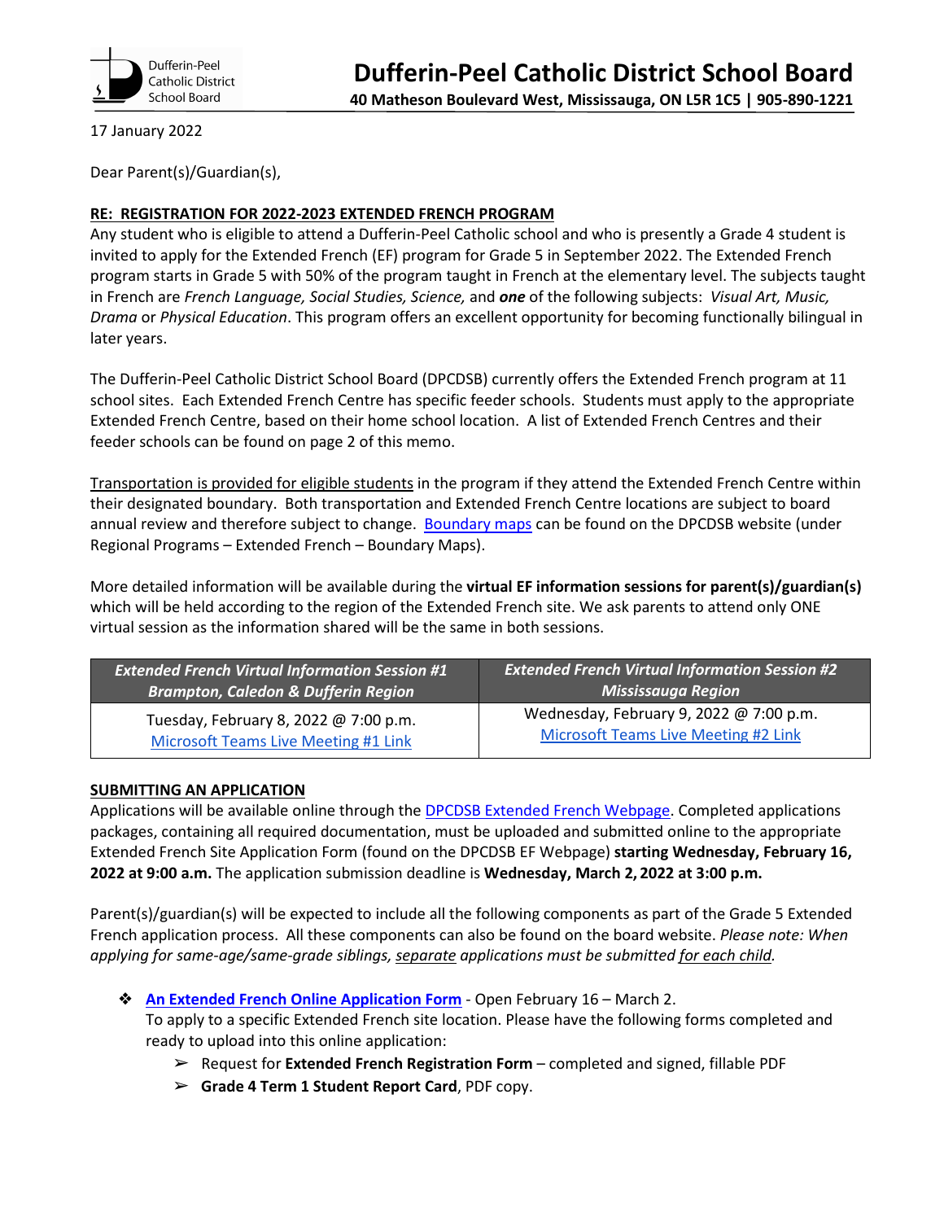# Dufferin-Peel Catholic District School Board

**40 Matheson Boulevard West, Mississauga, ON L5R 1C5 | 905-890-1221**

17 January 2022

Dear Parent(s)/Guardian(s),

**RE: REGISTRATION FOR 2022-2023 EXTENDED FRENCH PROGRAM**

Any student who is eligible to attend a Dufferin-Peel Catholic school and who is presently a Grade 4 student is invited to apply for the Extended French (EF) program for Grade 5 in September 2022. The Extended French program starts in Grade 5 with 50% of the program taught in French at the elementary level. The subjects taught in French are *French Language, Social Studies, Science,* and ***one*** of the following subjects: *Visual Art, Music, Drama* or *Physical Education*. This program offers an excellent opportunity for becoming functionally bilingual in later years.

The Dufferin-Peel Catholic District School Board (DPCDSB) currently offers the Extended French program at 11 school sites. Each Extended French Centre has specific feeder schools. Students must apply to the appropriate Extended French Centre, based on their home school location. A list of Extended French Centres and their feeder schools can be found on page 2 of this memo.

Transportation is provided for eligible students in the program if they attend the Extended French Centre within their designated boundary. Both transportation and Extended French Centre locations are subject to board annual review and therefore subject to change. Boundary maps can be found on the DPCDSB website (under Regional Programs – Extended French – Boundary Maps).

More detailed information will be available during the **virtual EF information sessions for parent(s)/guardian(s)** which will be held according to the region of the Extended French site. We ask parents to attend only ONE virtual session as the information shared will be the same in both sessions.

| *Extended French Virtual Information Session #1 Brampton, Caledon & Dufferin Region* | *Extended French Virtual Information Session #2 Mississauga Region* |
|---|---|
| Tuesday, February 8, 2022 @ 7:00 p.m. Microsoft Teams Live Meeting #1 Link | Wednesday, February 9, 2022 @ 7:00 p.m. Microsoft Teams Live Meeting #2 Link |

**SUBMITTING AN APPLICATION**

Applications will be available online through the DPCDSB Extended French Webpage. Completed applications packages, containing all required documentation, must be uploaded and submitted online to the appropriate Extended French Site Application Form (found on the DPCDSB EF Webpage) **starting Wednesday, February 16, 2022 at 9:00 a.m.** The application submission deadline is **Wednesday, March 2, 2022 at 3:00 p.m.**

Parent(s)/guardian(s) will be expected to include all the following components as part of the Grade 5 Extended French application process. All these components can also be found on the board website. *Please note: When applying for same-age/same-grade siblings, separate applications must be submitted for each child.*

- **An Extended French Online Application Form** - Open February 16 – March 2.
  To apply to a specific Extended French site location. Please have the following forms completed and ready to upload into this online application:
  - Request for **Extended French Registration Form** – completed and signed, fillable PDF
  - **Grade 4 Term 1 Student Report Card**, PDF copy.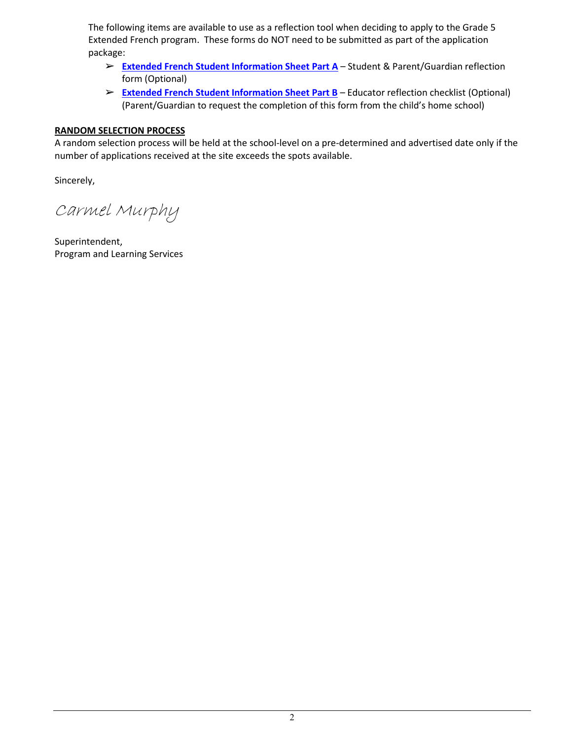The following items are available to use as a reflection tool when deciding to apply to the Grade 5 Extended French program. These forms do NOT need to be submitted as part of the application package:

- **Extended French Student Information Sheet Part A** – Student & Parent/Guardian reflection form (Optional)
- **Extended French Student Information Sheet Part B** – Educator reflection checklist (Optional) (Parent/Guardian to request the completion of this form from the child's home school)

**RANDOM SELECTION PROCESS**

A random selection process will be held at the school-level on a pre-determined and advertised date only if the number of applications received at the site exceeds the spots available.

Sincerely,

*Carmel Murphy*

Superintendent,
Program and Learning Services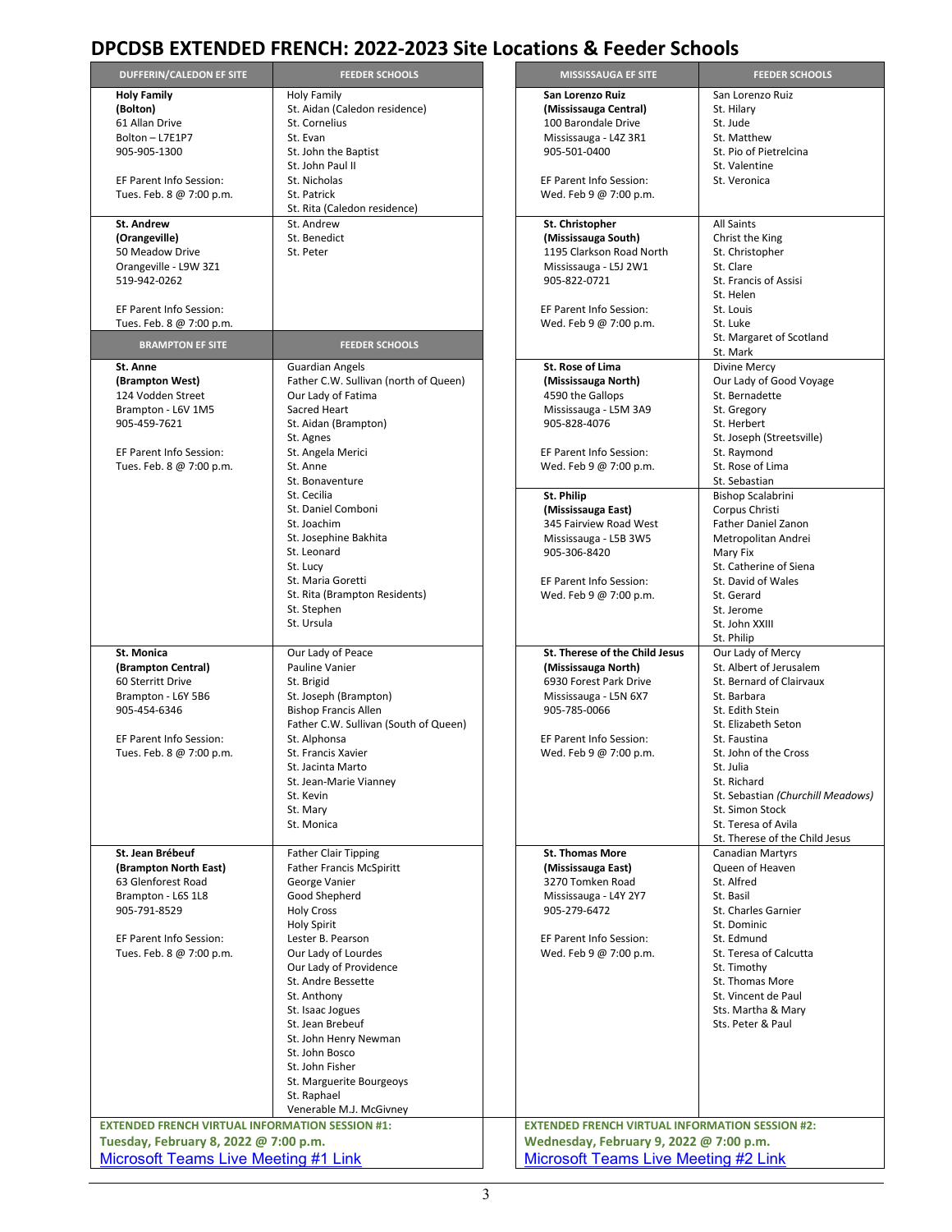# DPCDSB EXTENDED FRENCH: 2022-2023 Site Locations & Feeder Schools

| DUFFERIN/CALEDON EF SITE | FEEDER SCHOOLS |
|---|---|
| **Holy Family** **(Bolton)** 61 Allan Drive Bolton – L7E1P7 905-905-1300 EF Parent Info Session: Tues. Feb. 8 @ 7:00 p.m. | Holy Family St. Aidan (Caledon residence) St. Cornelius St. Evan St. John the Baptist St. John Paul II St. Nicholas St. Patrick St. Rita (Caledon residence) |
| **St. Andrew** **(Orangeville)** 50 Meadow Drive Orangeville - L9W 3Z1 519-942-0262 EF Parent Info Session: Tues. Feb. 8 @ 7:00 p.m. | St. Andrew St. Benedict St. Peter |

| BRAMPTON EF SITE | FEEDER SCHOOLS |
|---|---|
| **St. Anne** **(Brampton West)** 124 Vodden Street Brampton - L6V 1M5 905-459-7621 EF Parent Info Session: Tues. Feb. 8 @ 7:00 p.m. | Guardian Angels Father C.W. Sullivan (north of Queen) Our Lady of Fatima Sacred Heart St. Aidan (Brampton) St. Agnes St. Angela Merici St. Anne St. Bonaventure St. Cecilia St. Daniel Comboni St. Joachim St. Josephine Bakhita St. Leonard St. Lucy St. Maria Goretti St. Rita (Brampton Residents) St. Stephen St. Ursula |
| **St. Monica** **(Brampton Central)** 60 Sterritt Drive Brampton - L6Y 5B6 905-454-6346 EF Parent Info Session: Tues. Feb. 8 @ 7:00 p.m. | Our Lady of Peace Pauline Vanier St. Brigid St. Joseph (Brampton) Bishop Francis Allen Father C.W. Sullivan (South of Queen) St. Alphonsa St. Francis Xavier St. Jacinta Marto St. Jean-Marie Vianney St. Kevin St. Mary St. Monica |
| **St. Jean Brébeuf** **(Brampton North East)** 63 Glenforest Road Brampton - L6S 1L8 905-791-8529 EF Parent Info Session: Tues. Feb. 8 @ 7:00 p.m. | Father Clair Tipping Father Francis McSpiritt George Vanier Good Shepherd Holy Cross Holy Spirit Lester B. Pearson Our Lady of Lourdes Our Lady of Providence St. Andre Bessette St. Anthony St. Isaac Jogues St. Jean Brebeuf St. John Henry Newman St. John Bosco St. John Fisher St. Marguerite Bourgeoys St. Raphael Venerable M.J. McGivney |

**EXTENDED FRENCH VIRTUAL INFORMATION SESSION #1:**
**Tuesday, February 8, 2022 @ 7:00 p.m.**
Microsoft Teams Live Meeting #1 Link

| MISSISSAUGA EF SITE | FEEDER SCHOOLS |
|---|---|
| **San Lorenzo Ruiz** **(Mississauga Central)** 100 Barondale Drive Mississauga - L4Z 3R1 905-501-0400 EF Parent Info Session: Wed. Feb 9 @ 7:00 p.m. | San Lorenzo Ruiz St. Hilary St. Jude St. Matthew St. Pio of Pietrelcina St. Valentine St. Veronica |
| **St. Christopher** **(Mississauga South)** 1195 Clarkson Road North Mississauga - L5J 2W1 905-822-0721 EF Parent Info Session: Wed. Feb 9 @ 7:00 p.m. | All Saints Christ the King St. Christopher St. Clare St. Francis of Assisi St. Helen St. Louis St. Luke St. Margaret of Scotland St. Mark |
| **St. Rose of Lima** **(Mississauga North)** 4590 the Gallops Mississauga - L5M 3A9 905-828-4076 EF Parent Info Session: Wed. Feb 9 @ 7:00 p.m. | Divine Mercy Our Lady of Good Voyage St. Bernadette St. Gregory St. Herbert St. Joseph (Streetsville) St. Raymond St. Rose of Lima St. Sebastian |
| **St. Philip** **(Mississauga East)** 345 Fairview Road West Mississauga - L5B 3W5 905-306-8420 EF Parent Info Session: Wed. Feb 9 @ 7:00 p.m. | Bishop Scalabrini Corpus Christi Father Daniel Zanon Metropolitan Andrei Mary Fix St. Catherine of Siena St. David of Wales St. Gerard St. Jerome St. John XXIII St. Philip |
| **St. Therese of the Child Jesus** **(Mississauga North)** 6930 Forest Park Drive Mississauga - L5N 6X7 905-785-0066 EF Parent Info Session: Wed. Feb 9 @ 7:00 p.m. | Our Lady of Mercy St. Albert of Jerusalem St. Bernard of Clairvaux St. Barbara St. Edith Stein St. Elizabeth Seton St. Faustina St. John of the Cross St. Julia St. Richard St. Sebastian *(Churchill Meadows)* St. Simon Stock St. Teresa of Avila St. Therese of the Child Jesus |
| **St. Thomas More** **(Mississauga East)** 3270 Tomken Road Mississauga - L4Y 2Y7 905-279-6472 EF Parent Info Session: Wed. Feb 9 @ 7:00 p.m. | Canadian Martyrs Queen of Heaven St. Alfred St. Basil St. Charles Garnier St. Dominic St. Edmund St. Teresa of Calcutta St. Timothy St. Thomas More St. Vincent de Paul Sts. Martha & Mary Sts. Peter & Paul |

**EXTENDED FRENCH VIRTUAL INFORMATION SESSION #2:**
**Wednesday, February 9, 2022 @ 7:00 p.m.**
Microsoft Teams Live Meeting #2 Link